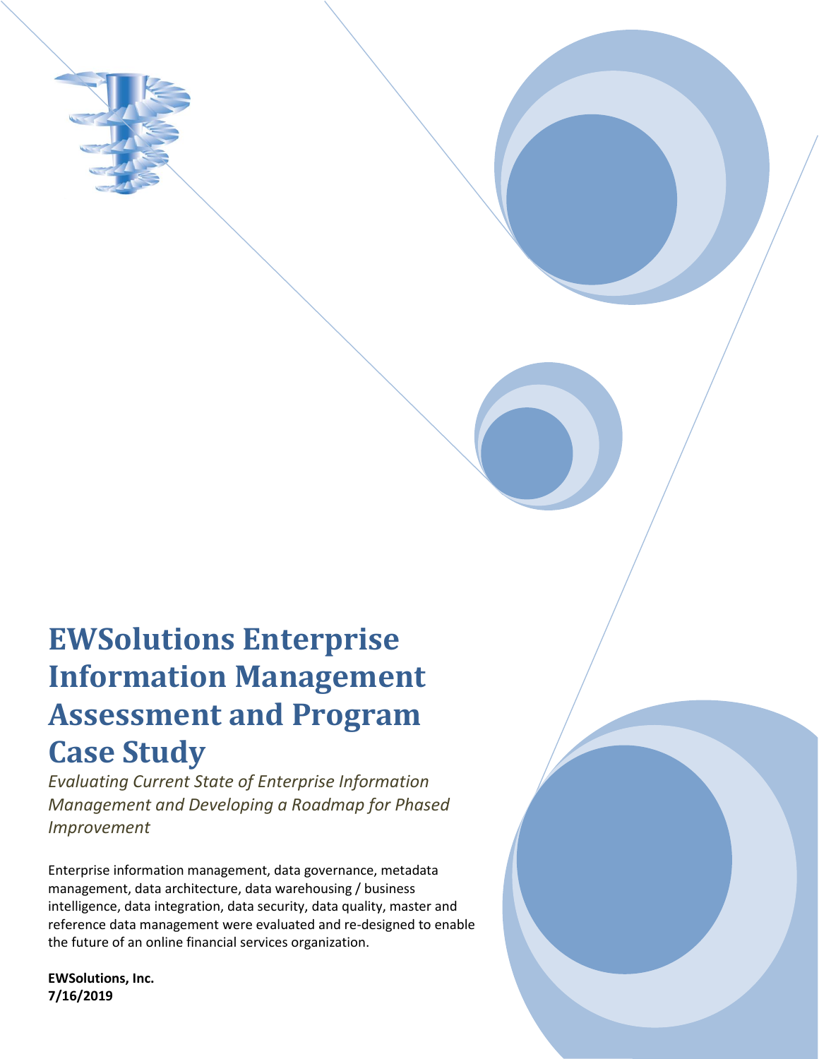# EWSolutions Enterprise Information Management Assessment and Program Case Study

*Evaluating Current State of Enterprise Information Management and Developing a Roadmap for Phased Improvement*

Enterprise information management, data governance, metadata management, data architecture, data warehousing / business intelligence, data integration, data security, data quality, master and reference data management were evaluated and re-designed to enable the future of an online financial services organization.

**EWSolutions, Inc.**
**7/16/2019**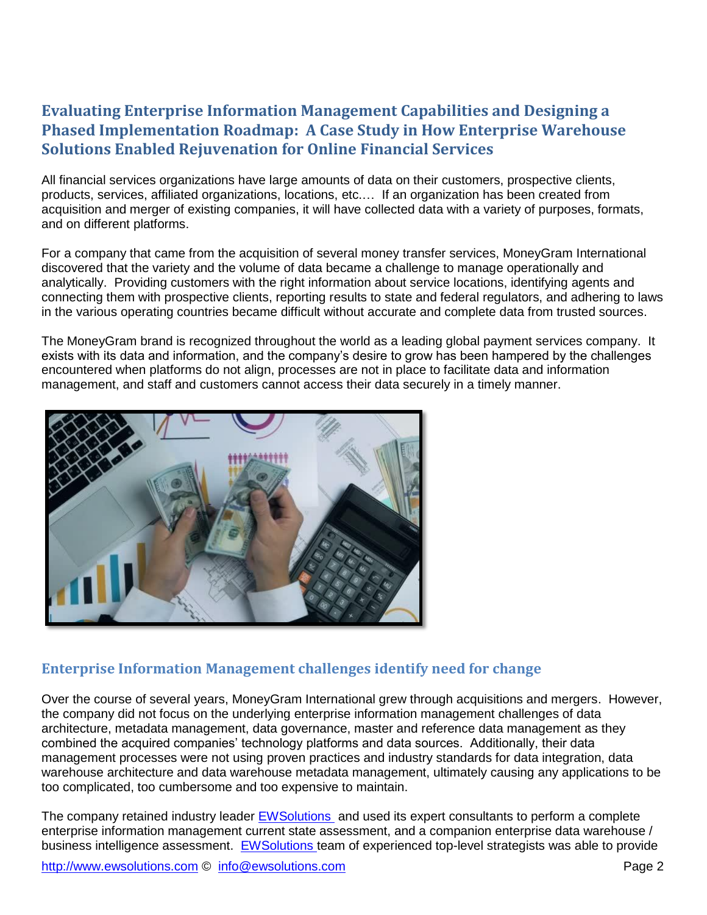## Evaluating Enterprise Information Management Capabilities and Designing a Phased Implementation Roadmap: A Case Study in How Enterprise Warehouse Solutions Enabled Rejuvenation for Online Financial Services

All financial services organizations have large amounts of data on their customers, prospective clients, products, services, affiliated organizations, locations, etc.… If an organization has been created from acquisition and merger of existing companies, it will have collected data with a variety of purposes, formats, and on different platforms.

For a company that came from the acquisition of several money transfer services, MoneyGram International discovered that the variety and the volume of data became a challenge to manage operationally and analytically. Providing customers with the right information about service locations, identifying agents and connecting them with prospective clients, reporting results to state and federal regulators, and adhering to laws in the various operating countries became difficult without accurate and complete data from trusted sources.

The MoneyGram brand is recognized throughout the world as a leading global payment services company. It exists with its data and information, and the company's desire to grow has been hampered by the challenges encountered when platforms do not align, processes are not in place to facilitate data and information management, and staff and customers cannot access their data securely in a timely manner.

### Enterprise Information Management challenges identify need for change

Over the course of several years, MoneyGram International grew through acquisitions and mergers. However, the company did not focus on the underlying enterprise information management challenges of data architecture, metadata management, data governance, master and reference data management as they combined the acquired companies' technology platforms and data sources. Additionally, their data management processes were not using proven practices and industry standards for data integration, data warehouse architecture and data warehouse metadata management, ultimately causing any applications to be too complicated, too cumbersome and too expensive to maintain.

The company retained industry leader EWSolutions and used its expert consultants to perform a complete enterprise information management current state assessment, and a companion enterprise data warehouse / business intelligence assessment. EWSolutions team of experienced top-level strategists was able to provide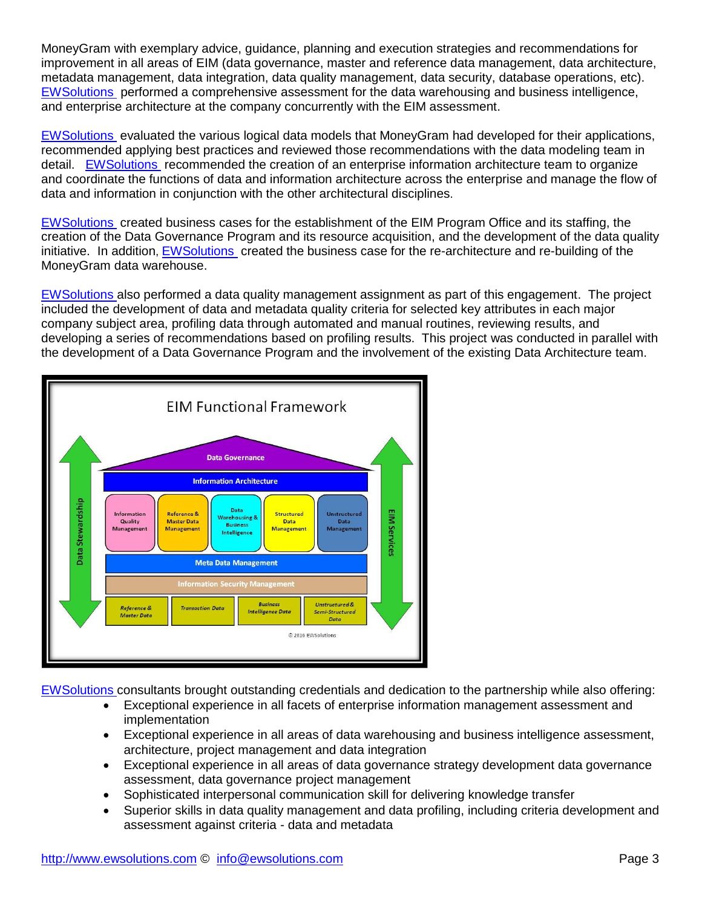MoneyGram with exemplary advice, guidance, planning and execution strategies and recommendations for improvement in all areas of EIM (data governance, master and reference data management, data architecture, metadata management, data integration, data quality management, data security, database operations, etc). EWSolutions performed a comprehensive assessment for the data warehousing and business intelligence, and enterprise architecture at the company concurrently with the EIM assessment.

EWSolutions evaluated the various logical data models that MoneyGram had developed for their applications, recommended applying best practices and reviewed those recommendations with the data modeling team in detail. EWSolutions recommended the creation of an enterprise information architecture team to organize and coordinate the functions of data and information architecture across the enterprise and manage the flow of data and information in conjunction with the other architectural disciplines.

EWSolutions created business cases for the establishment of the EIM Program Office and its staffing, the creation of the Data Governance Program and its resource acquisition, and the development of the data quality initiative. In addition, EWSolutions created the business case for the re-architecture and re-building of the MoneyGram data warehouse.

EWSolutions also performed a data quality management assignment as part of this engagement. The project included the development of data and metadata quality criteria for selected key attributes in each major company subject area, profiling data through automated and manual routines, reviewing results, and developing a series of recommendations based on profiling results. This project was conducted in parallel with the development of a Data Governance Program and the involvement of the existing Data Architecture team.

EWSolutions consultants brought outstanding credentials and dedication to the partnership while also offering:

- Exceptional experience in all facets of enterprise information management assessment and implementation
- Exceptional experience in all areas of data warehousing and business intelligence assessment, architecture, project management and data integration
- Exceptional experience in all areas of data governance strategy development data governance assessment, data governance project management
- Sophisticated interpersonal communication skill for delivering knowledge transfer
- Superior skills in data quality management and data profiling, including criteria development and assessment against criteria - data and metadata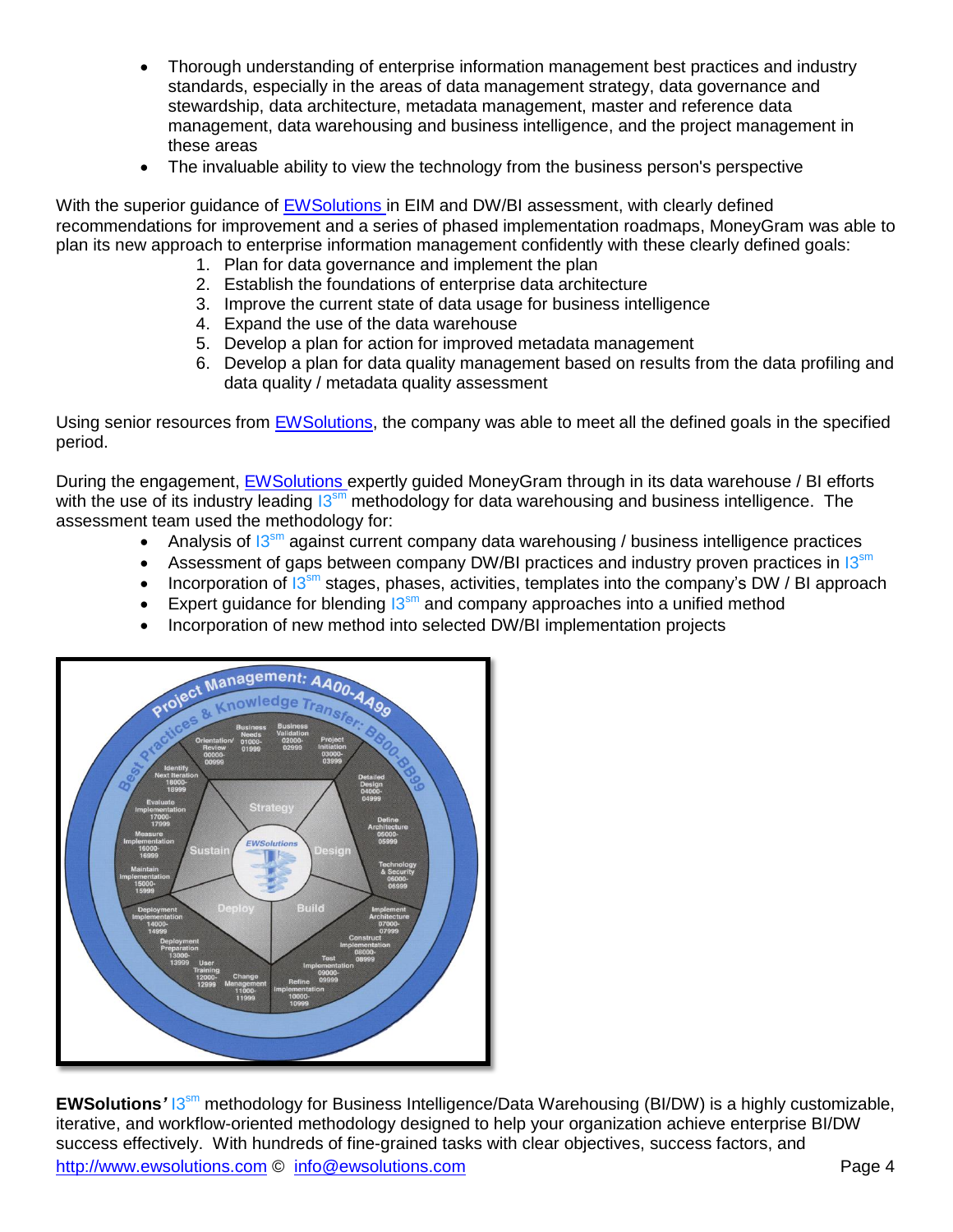- Thorough understanding of enterprise information management best practices and industry standards, especially in the areas of data management strategy, data governance and stewardship, data architecture, metadata management, master and reference data management, data warehousing and business intelligence, and the project management in these areas
- The invaluable ability to view the technology from the business person's perspective

With the superior guidance of EWSolutions in EIM and DW/BI assessment, with clearly defined recommendations for improvement and a series of phased implementation roadmaps, MoneyGram was able to plan its new approach to enterprise information management confidently with these clearly defined goals:

1. Plan for data governance and implement the plan
2. Establish the foundations of enterprise data architecture
3. Improve the current state of data usage for business intelligence
4. Expand the use of the data warehouse
5. Develop a plan for action for improved metadata management
6. Develop a plan for data quality management based on results from the data profiling and data quality / metadata quality assessment

Using senior resources from EWSolutions, the company was able to meet all the defined goals in the specified period.

During the engagement, EWSolutions expertly guided MoneyGram through in its data warehouse / BI efforts with the use of its industry leading I3sm methodology for data warehousing and business intelligence. The assessment team used the methodology for:

- Analysis of I3sm against current company data warehousing / business intelligence practices
- Assessment of gaps between company DW/BI practices and industry proven practices in I3sm
- Incorporation of I3sm stages, phases, activities, templates into the company's DW / BI approach
- Expert guidance for blending I3sm and company approaches into a unified method
- Incorporation of new method into selected DW/BI implementation projects

**EWSolutions'** I3sm methodology for Business Intelligence/Data Warehousing (BI/DW) is a highly customizable, iterative, and workflow-oriented methodology designed to help your organization achieve enterprise BI/DW success effectively. With hundreds of fine-grained tasks with clear objectives, success factors, and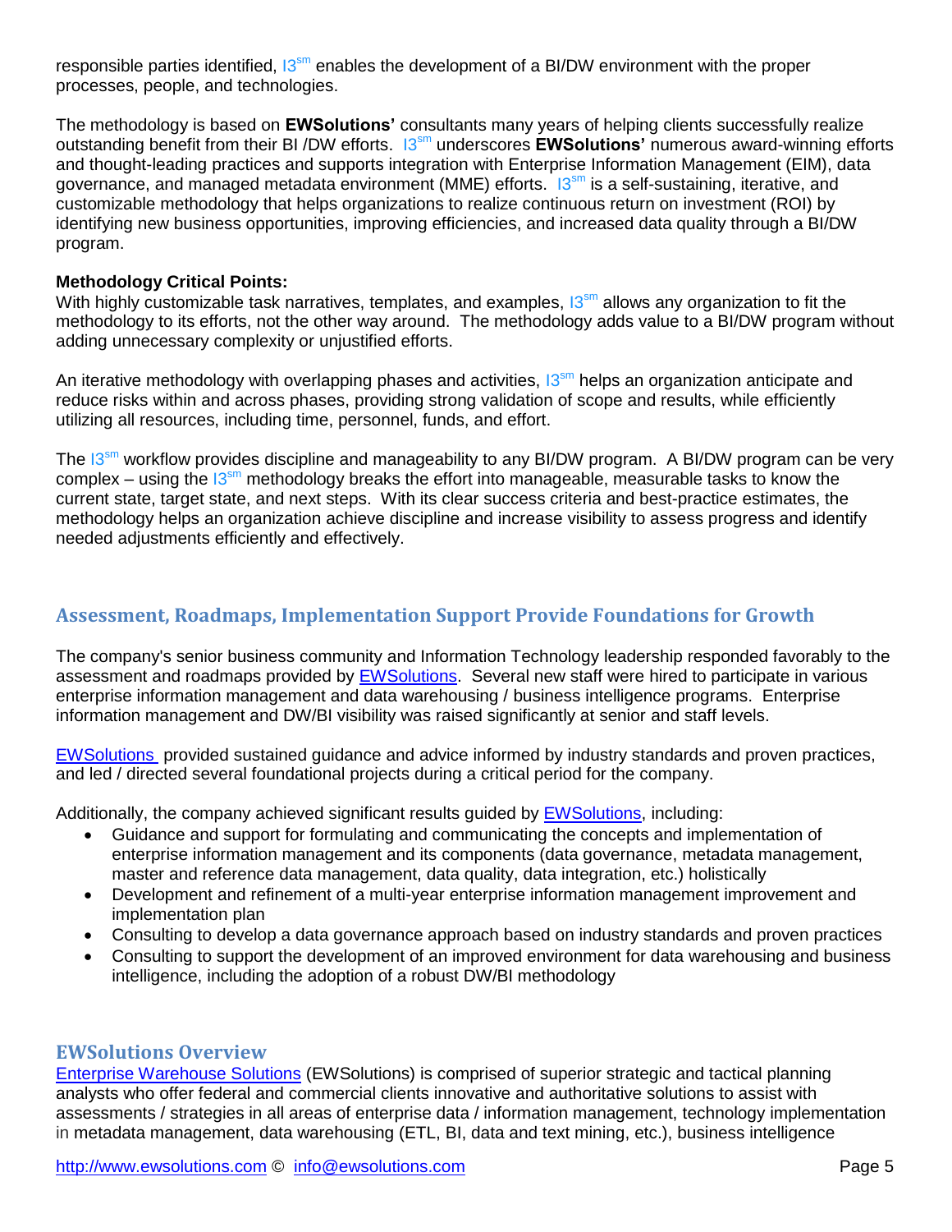responsible parties identified, I3[sm] enables the development of a BI/DW environment with the proper processes, people, and technologies.

The methodology is based on **EWSolutions'** consultants many years of helping clients successfully realize outstanding benefit from their BI /DW efforts. I3[sm] underscores **EWSolutions'** numerous award-winning efforts and thought-leading practices and supports integration with Enterprise Information Management (EIM), data governance, and managed metadata environment (MME) efforts. I3[sm] is a self-sustaining, iterative, and customizable methodology that helps organizations to realize continuous return on investment (ROI) by identifying new business opportunities, improving efficiencies, and increased data quality through a BI/DW program.

**Methodology Critical Points:**
With highly customizable task narratives, templates, and examples, I3[sm] allows any organization to fit the methodology to its efforts, not the other way around. The methodology adds value to a BI/DW program without adding unnecessary complexity or unjustified efforts.

An iterative methodology with overlapping phases and activities, I3[sm] helps an organization anticipate and reduce risks within and across phases, providing strong validation of scope and results, while efficiently utilizing all resources, including time, personnel, funds, and effort.

The I3[sm] workflow provides discipline and manageability to any BI/DW program. A BI/DW program can be very complex – using the I3[sm] methodology breaks the effort into manageable, measurable tasks to know the current state, target state, and next steps. With its clear success criteria and best-practice estimates, the methodology helps an organization achieve discipline and increase visibility to assess progress and identify needed adjustments efficiently and effectively.

## Assessment, Roadmaps, Implementation Support Provide Foundations for Growth

The company's senior business community and Information Technology leadership responded favorably to the assessment and roadmaps provided by EWSolutions. Several new staff were hired to participate in various enterprise information management and data warehousing / business intelligence programs. Enterprise information management and DW/BI visibility was raised significantly at senior and staff levels.

EWSolutions provided sustained guidance and advice informed by industry standards and proven practices, and led / directed several foundational projects during a critical period for the company.

Additionally, the company achieved significant results guided by EWSolutions, including:

- Guidance and support for formulating and communicating the concepts and implementation of enterprise information management and its components (data governance, metadata management, master and reference data management, data quality, data integration, etc.) holistically
- Development and refinement of a multi-year enterprise information management improvement and implementation plan
- Consulting to develop a data governance approach based on industry standards and proven practices
- Consulting to support the development of an improved environment for data warehousing and business intelligence, including the adoption of a robust DW/BI methodology

## EWSolutions Overview

Enterprise Warehouse Solutions (EWSolutions) is comprised of superior strategic and tactical planning analysts who offer federal and commercial clients innovative and authoritative solutions to assist with assessments / strategies in all areas of enterprise data / information management, technology implementation in metadata management, data warehousing (ETL, BI, data and text mining, etc.), business intelligence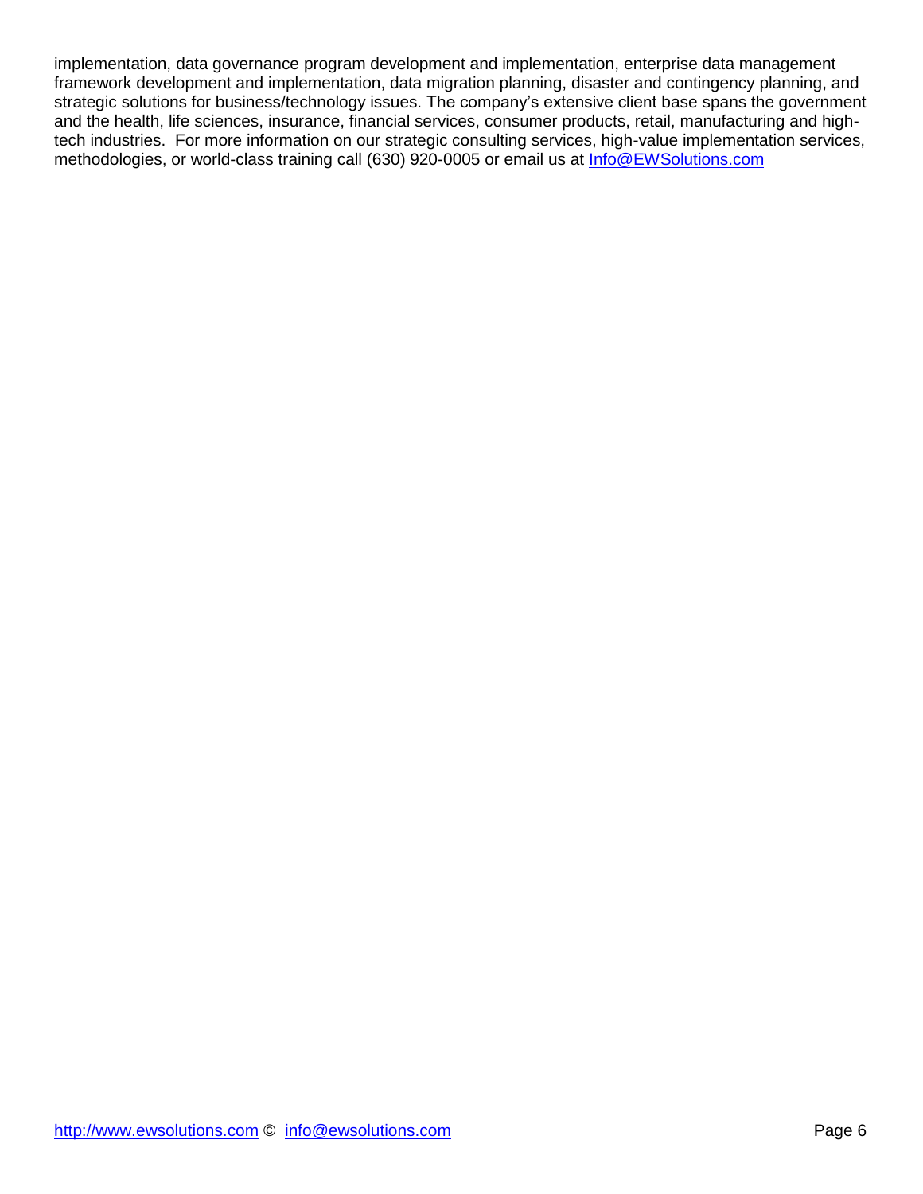implementation, data governance program development and implementation, enterprise data management framework development and implementation, data migration planning, disaster and contingency planning, and strategic solutions for business/technology issues. The company's extensive client base spans the government and the health, life sciences, insurance, financial services, consumer products, retail, manufacturing and high-tech industries. For more information on our strategic consulting services, high-value implementation services, methodologies, or world-class training call (630) 920-0005 or email us at Info@EWSolutions.com